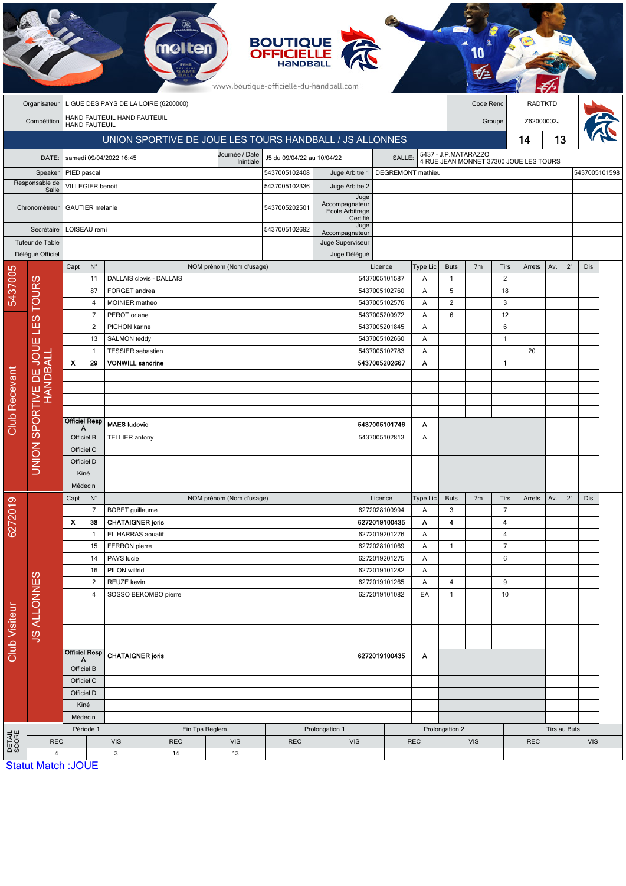BOUTIQUE OFFICIELLE HANDBALL

www.boutique-officielle-du-handball.com

| Organisateur | LIGUE DES PAYS DE LA LOIRE (6200000) | Code Renc | RADTKTD |
|---|---|---|---|
| Compétition | HAND FAUTEUIL HAND FAUTEUIL HAND FAUTEUIL | Groupe | Z62000002J |

## UNION SPORTIVE DE JOUE LES TOURS HANDBALL / JS ALLONNES — 14 / 13

| DATE: | samedi 09/04/2022 16:45 | Journée / Date Intiniale | J5 du 09/04/22 au 10/04/22 | SALLE: | 5437 - J.P.MATARAZZO 4 RUE JEAN MONNET 37300 JOUE LES TOURS |
|---|---|---|---|---|---|

| | | | | | |
|---|---|---|---|---|---|
| Speaker | PIED pascal | 5437005102408 | Juge Arbitre 1 | DEGREMONT mathieu | 5437005101598 |
| Responsable de Salle | VILLEGIER benoit | 5437005102336 | Juge Arbitre 2 | | |
| Chronométreur | GAUTIER melanie | 5437005202501 | Juge Accompagnateur Ecole Arbitrage Certifié | | |
| Secrétaire | LOISEAU remi | 5437005102692 | Juge Accompagnateur | | |
| Tuteur de Table | | | Juge Superviseur | | |
| Délégué Officiel | | | Juge Délégué | | |

### Club Recevant — 5437005 — UNION SPORTIVE DE JOUE LES TOURS HANDBALL

| Capt | N° | NOM prénom (Nom d'usage) | Licence | Type Lic | Buts | 7m | Tirs | Arrets | Av. | 2' | Dis |
|---|---|---|---|---|---|---|---|---|---|---|---|
| | 11 | DALLAIS clovis - DALLAIS | 5437005101587 | A | 1 | | 2 | | | | |
| | 87 | FORGET andrea | 5437005102760 | A | 5 | | 18 | | | | |
| | 4 | MOINIER matheo | 5437005102576 | A | 2 | | 3 | | | | |
| | 7 | PEROT oriane | 5437005200972 | A | 6 | | 12 | | | | |
| | 2 | PICHON karine | 5437005201845 | A | | | 6 | | | | |
| | 13 | SALMON teddy | 5437005102660 | A | | | 1 | | | | |
| | 1 | TESSIER sebastien | 5437005102783 | A | | | | 20 | | | |
| **X** | **29** | **VONWILL sandrine** | **5437005202667** | **A** | | | **1** | | | | |
| **Officiel Resp A** | | **MAES ludovic** | **5437005101746** | **A** | | | | | | | |
| Officiel B | | TELLIER antony | 5437005102813 | A | | | | | | | |
| Officiel C | | | | | | | | | | | |
| Officiel D | | | | | | | | | | | |
| Kiné | | | | | | | | | | | |
| Médecin | | | | | | | | | | | |

### Club Visiteur — 6272019 — JS ALLONNES

| Capt | N° | NOM prénom (Nom d'usage) | Licence | Type Lic | Buts | 7m | Tirs | Arrets | Av. | 2' | Dis |
|---|---|---|---|---|---|---|---|---|---|---|---|
| | 7 | BOBET guillaume | 6272028100994 | A | 3 | | 7 | | | | |
| **X** | **38** | **CHATAIGNER joris** | **6272019100435** | **A** | **4** | | **4** | | | | |
| | 1 | EL HARRAS aouatif | 6272019201276 | A | | | 4 | | | | |
| | 15 | FERRON pierre | 6272028101069 | A | 1 | | 7 | | | | |
| | 14 | PAYS lucie | 6272019201275 | A | | | 6 | | | | |
| | 16 | PILON wilfrid | 6272019101282 | A | | | | | | | |
| | 2 | REUZE kevin | 6272019101265 | A | 4 | | 9 | | | | |
| | 4 | SOSSO BEKOMBO pierre | 6272019101082 | EA | 1 | | 10 | | | | |
| **Officiel Resp A** | | **CHATAIGNER joris** | **6272019100435** | **A** | | | | | | | |
| Officiel B | | | | | | | | | | | |
| Officiel C | | | | | | | | | | | |
| Officiel D | | | | | | | | | | | |
| Kiné | | | | | | | | | | | |
| Médecin | | | | | | | | | | | |

### DETAIL SCORE

| Période 1 | | Fin Tps Reglem. | | Prolongation 1 | | Prolongation 2 | | Tirs au Buts | |
|---|---|---|---|---|---|---|---|---|---|
| REC | VIS | REC | VIS | REC | VIS | REC | VIS | REC | VIS |
| 4 | 3 | 14 | 13 | | | | | | |

Statut Match :JOUE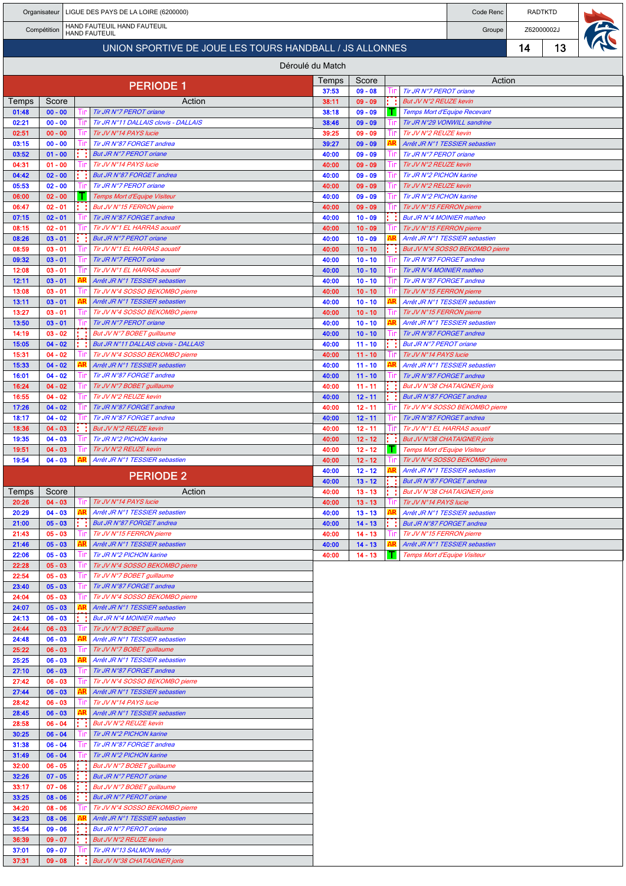| Organisateur | LIGUE DES PAYS DE LA LOIRE (6200000) | Code Renc | RADTKTD |
|---|---|---|---|
| Compétition | HAND FAUTEUIL HAND FAUTEUIL HAND FAUTEUIL | Groupe | Z62000002J |

## UNION SPORTIVE DE JOUE LES TOURS HANDBALL / JS ALLONNES — 14 - 13

### Déroulé du Match

#### PERIODE 1

| Temps | Score | | Action |
|---|---|---|---|
| 01:48 | 00 - 00 | Tir | Tir JR N°7 PEROT oriane |
| 02:21 | 00 - 00 | Tir | Tir JR N°11 DALLAIS clovis - DALLAIS |
| 02:51 | 00 - 00 | Tir | Tir JV N°14 PAYS lucie |
| 03:15 | 00 - 00 | Tir | Tir JR N°87 FORGET andrea |
| 03:52 | 01 - 00 | But | But JR N°7 PEROT oriane |
| 04:31 | 01 - 00 | Tir | Tir JV N°14 PAYS lucie |
| 04:42 | 02 - 00 | But | But JR N°87 FORGET andrea |
| 05:53 | 02 - 00 | Tir | Tir JR N°7 PEROT oriane |
| 06:00 | 02 - 00 | T | Temps Mort d'Equipe Visiteur |
| 06:47 | 02 - 01 | But | But JV N°15 FERRON pierre |
| 07:15 | 02 - 01 | Tir | Tir JR N°87 FORGET andrea |
| 08:15 | 02 - 01 | Tir | Tir JV N°1 EL HARRAS aouatif |
| 08:26 | 03 - 01 | But | But JR N°7 PEROT oriane |
| 08:59 | 03 - 01 | Tir | Tir JV N°1 EL HARRAS aouatif |
| 09:32 | 03 - 01 | Tir | Tir JR N°7 PEROT oriane |
| 12:08 | 03 - 01 | Tir | Tir JV N°1 EL HARRAS aouatif |
| 12:11 | 03 - 01 | AR | Arrêt JR N°1 TESSIER sebastien |
| 13:08 | 03 - 01 | Tir | Tir JV N°4 SOSSO BEKOMBO pierre |
| 13:11 | 03 - 01 | AR | Arrêt JR N°1 TESSIER sebastien |
| 13:27 | 03 - 01 | Tir | Tir JV N°4 SOSSO BEKOMBO pierre |
| 13:50 | 03 - 01 | Tir | Tir JR N°7 PEROT oriane |
| 14:19 | 03 - 02 | But | But JV N°7 BOBET guillaume |
| 15:05 | 04 - 02 | But | But JR N°11 DALLAIS clovis - DALLAIS |
| 15:31 | 04 - 02 | Tir | Tir JV N°4 SOSSO BEKOMBO pierre |
| 15:33 | 04 - 02 | AR | Arrêt JR N°1 TESSIER sebastien |
| 16:01 | 04 - 02 | Tir | Tir JR N°87 FORGET andrea |
| 16:24 | 04 - 02 | Tir | Tir JV N°7 BOBET guillaume |
| 16:55 | 04 - 02 | Tir | Tir JV N°2 REUZE kevin |
| 17:26 | 04 - 02 | Tir | Tir JR N°87 FORGET andrea |
| 18:17 | 04 - 02 | Tir | Tir JR N°87 FORGET andrea |
| 18:36 | 04 - 03 | But | But JV N°2 REUZE kevin |
| 19:35 | 04 - 03 | Tir | Tir JR N°2 PICHON karine |
| 19:51 | 04 - 03 | Tir | Tir JV N°2 REUZE kevin |
| 19:54 | 04 - 03 | AR | Arrêt JR N°1 TESSIER sebastien |

#### PERIODE 2

| Temps | Score | | Action |
|---|---|---|---|
| 20:26 | 04 - 03 | Tir | Tir JV N°14 PAYS lucie |
| 20:29 | 04 - 03 | AR | Arrêt JR N°1 TESSIER sebastien |
| 21:00 | 05 - 03 | But | But JR N°87 FORGET andrea |
| 21:43 | 05 - 03 | Tir | Tir JV N°15 FERRON pierre |
| 21:46 | 05 - 03 | AR | Arrêt JR N°1 TESSIER sebastien |
| 22:06 | 05 - 03 | Tir | Tir JR N°2 PICHON karine |
| 22:28 | 05 - 03 | Tir | Tir JV N°4 SOSSO BEKOMBO pierre |
| 22:54 | 05 - 03 | Tir | Tir JV N°7 BOBET guillaume |
| 23:40 | 05 - 03 | Tir | Tir JR N°87 FORGET andrea |
| 24:04 | 05 - 03 | Tir | Tir JV N°4 SOSSO BEKOMBO pierre |
| 24:07 | 05 - 03 | AR | Arrêt JR N°1 TESSIER sebastien |
| 24:13 | 06 - 03 | But | But JR N°4 MOINIER matheo |
| 24:44 | 06 - 03 | Tir | Tir JV N°7 BOBET guillaume |
| 24:48 | 06 - 03 | AR | Arrêt JR N°1 TESSIER sebastien |
| 25:22 | 06 - 03 | Tir | Tir JV N°7 BOBET guillaume |
| 25:25 | 06 - 03 | AR | Arrêt JR N°1 TESSIER sebastien |
| 27:10 | 06 - 03 | Tir | Tir JR N°87 FORGET andrea |
| 27:42 | 06 - 03 | Tir | Tir JV N°4 SOSSO BEKOMBO pierre |
| 27:44 | 06 - 03 | AR | Arrêt JR N°1 TESSIER sebastien |
| 28:42 | 06 - 03 | Tir | Tir JV N°14 PAYS lucie |
| 28:45 | 06 - 03 | AR | Arrêt JR N°1 TESSIER sebastien |
| 28:58 | 06 - 04 | But | But JV N°2 REUZE kevin |
| 30:25 | 06 - 04 | Tir | Tir JR N°2 PICHON karine |
| 31:38 | 06 - 04 | Tir | Tir JR N°87 FORGET andrea |
| 31:49 | 06 - 04 | Tir | Tir JR N°2 PICHON karine |
| 32:00 | 06 - 05 | But | But JV N°7 BOBET guillaume |
| 32:26 | 07 - 05 | But | But JR N°7 PEROT oriane |
| 33:17 | 07 - 06 | But | But JV N°7 BOBET guillaume |
| 33:25 | 08 - 06 | But | But JR N°7 PEROT oriane |
| 34:20 | 08 - 06 | Tir | Tir JV N°4 SOSSO BEKOMBO pierre |
| 34:23 | 08 - 06 | AR | Arrêt JR N°1 TESSIER sebastien |
| 35:54 | 09 - 06 | But | But JR N°7 PEROT oriane |
| 36:39 | 09 - 07 | But | But JV N°2 REUZE kevin |
| 37:01 | 09 - 07 | Tir | Tir JR N°13 SALMON teddy |
| 37:31 | 09 - 08 | But | But JV N°38 CHATAIGNER joris |
| 37:53 | 09 - 08 | Tir | Tir JR N°7 PEROT oriane |
| 38:11 | 09 - 09 | But | But JV N°2 REUZE kevin |
| 38:18 | 09 - 09 | T | Temps Mort d'Equipe Recevant |
| 38:46 | 09 - 09 | Tir | Tir JR N°29 VONWILL sandrine |
| 39:25 | 09 - 09 | Tir | Tir JV N°2 REUZE kevin |
| 39:27 | 09 - 09 | AR | Arrêt JR N°1 TESSIER sebastien |
| 40:00 | 09 - 09 | Tir | Tir JR N°7 PEROT oriane |
| 40:00 | 09 - 09 | Tir | Tir JV N°2 REUZE kevin |
| 40:00 | 09 - 09 | Tir | Tir JR N°2 PICHON karine |
| 40:00 | 09 - 09 | Tir | Tir JV N°2 REUZE kevin |
| 40:00 | 09 - 09 | Tir | Tir JR N°2 PICHON karine |
| 40:00 | 09 - 09 | Tir | Tir JV N°15 FERRON pierre |
| 40:00 | 10 - 09 | But | But JR N°4 MOINIER matheo |
| 40:00 | 10 - 09 | Tir | Tir JV N°15 FERRON pierre |
| 40:00 | 10 - 09 | AR | Arrêt JR N°1 TESSIER sebastien |
| 40:00 | 10 - 10 | But | But JV N°4 SOSSO BEKOMBO pierre |
| 40:00 | 10 - 10 | Tir | Tir JR N°87 FORGET andrea |
| 40:00 | 10 - 10 | Tir | Tir JR N°4 MOINIER matheo |
| 40:00 | 10 - 10 | Tir | Tir JR N°87 FORGET andrea |
| 40:00 | 10 - 10 | Tir | Tir JV N°15 FERRON pierre |
| 40:00 | 10 - 10 | AR | Arrêt JR N°1 TESSIER sebastien |
| 40:00 | 10 - 10 | Tir | Tir JV N°15 FERRON pierre |
| 40:00 | 10 - 10 | AR | Arrêt JR N°1 TESSIER sebastien |
| 40:00 | 10 - 10 | Tir | Tir JR N°87 FORGET andrea |
| 40:00 | 11 - 10 | But | But JR N°7 PEROT oriane |
| 40:00 | 11 - 10 | Tir | Tir JV N°14 PAYS lucie |
| 40:00 | 11 - 10 | AR | Arrêt JR N°1 TESSIER sebastien |
| 40:00 | 11 - 10 | Tir | Tir JR N°87 FORGET andrea |
| 40:00 | 11 - 11 | But | But JV N°38 CHATAIGNER joris |
| 40:00 | 12 - 11 | But | But JR N°87 FORGET andrea |
| 40:00 | 12 - 11 | Tir | Tir JV N°4 SOSSO BEKOMBO pierre |
| 40:00 | 12 - 11 | Tir | Tir JR N°87 FORGET andrea |
| 40:00 | 12 - 11 | Tir | Tir JV N°1 EL HARRAS aouatif |
| 40:00 | 12 - 12 | But | But JV N°38 CHATAIGNER joris |
| 40:00 | 12 - 12 | T | Temps Mort d'Equipe Visiteur |
| 40:00 | 12 - 12 | Tir | Tir JV N°4 SOSSO BEKOMBO pierre |
| 40:00 | 12 - 12 | AR | Arrêt JR N°1 TESSIER sebastien |
| 40:00 | 13 - 12 | But | But JR N°87 FORGET andrea |
| 40:00 | 13 - 13 | But | But JV N°38 CHATAIGNER joris |
| 40:00 | 13 - 13 | Tir | Tir JV N°14 PAYS lucie |
| 40:00 | 13 - 13 | AR | Arrêt JR N°1 TESSIER sebastien |
| 40:00 | 14 - 13 | But | But JR N°87 FORGET andrea |
| 40:00 | 14 - 13 | Tir | Tir JV N°15 FERRON pierre |
| 40:00 | 14 - 13 | AR | Arrêt JR N°1 TESSIER sebastien |
| 40:00 | 14 - 13 | T | Temps Mort d'Equipe Visiteur |